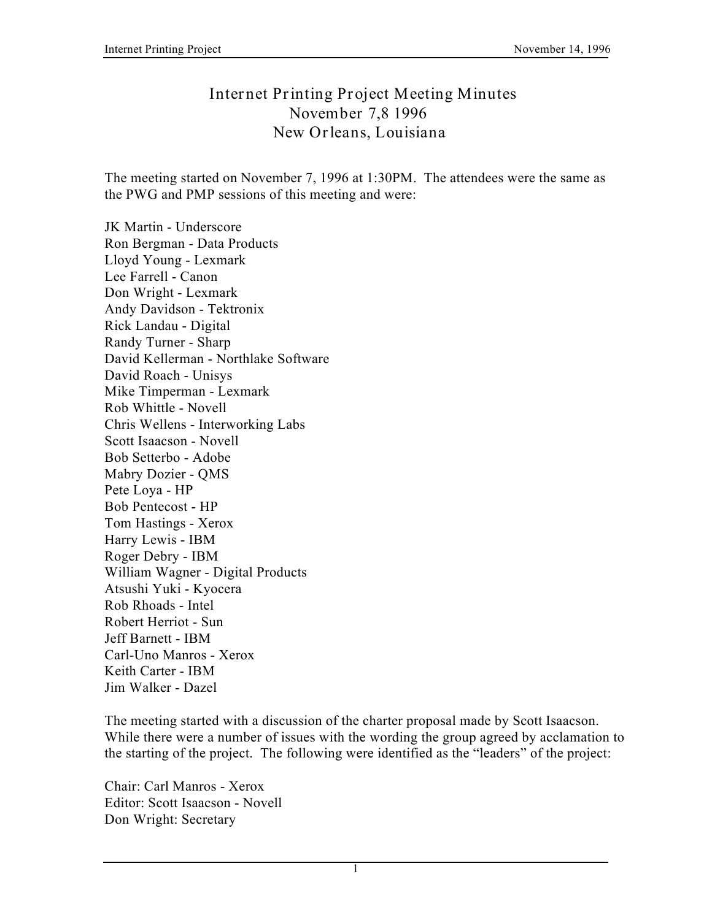# Internet Printing Project Meeting Minutes
## November 7,8 1996
## New Orleans, Louisiana

The meeting started on November 7, 1996 at 1:30PM. The attendees were the same as the PWG and PMP sessions of this meeting and were:

JK Martin - Underscore
Ron Bergman - Data Products
Lloyd Young - Lexmark
Lee Farrell - Canon
Don Wright - Lexmark
Andy Davidson - Tektronix
Rick Landau - Digital
Randy Turner - Sharp
David Kellerman - Northlake Software
David Roach - Unisys
Mike Timperman - Lexmark
Rob Whittle - Novell
Chris Wellens - Interworking Labs
Scott Isaacson - Novell
Bob Setterbo - Adobe
Mabry Dozier - QMS
Pete Loya - HP
Bob Pentecost - HP
Tom Hastings - Xerox
Harry Lewis - IBM
Roger Debry - IBM
William Wagner - Digital Products
Atsushi Yuki - Kyocera
Rob Rhoads - Intel
Robert Herriot - Sun
Jeff Barnett - IBM
Carl-Uno Manros - Xerox
Keith Carter - IBM
Jim Walker - Dazel

The meeting started with a discussion of the charter proposal made by Scott Isaacson. While there were a number of issues with the wording the group agreed by acclamation to the starting of the project. The following were identified as the “leaders” of the project:

Chair: Carl Manros - Xerox
Editor: Scott Isaacson - Novell
Don Wright: Secretary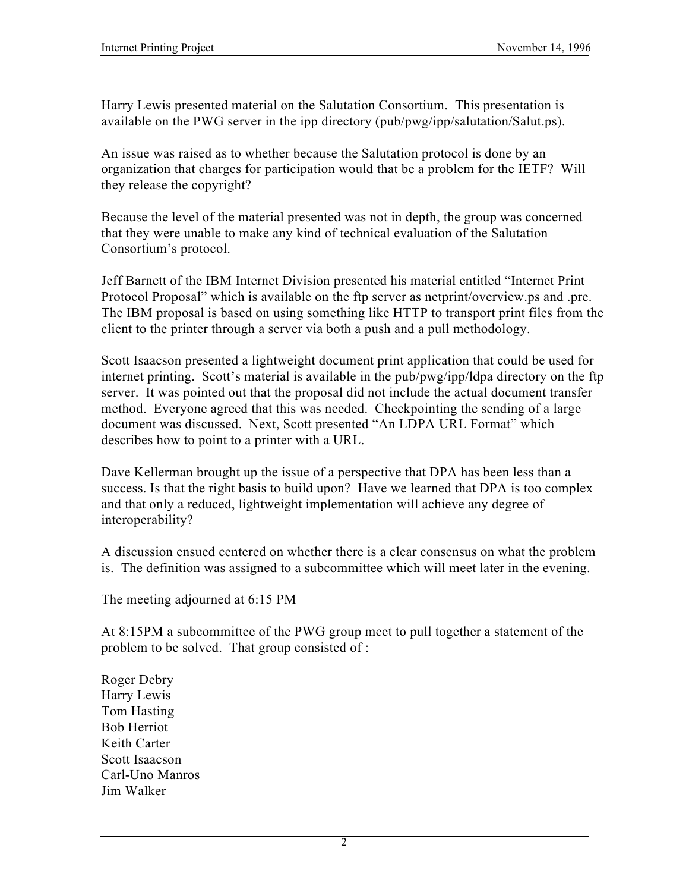Harry Lewis presented material on the Salutation Consortium. This presentation is available on the PWG server in the ipp directory (pub/pwg/ipp/salutation/Salut.ps).

An issue was raised as to whether because the Salutation protocol is done by an organization that charges for participation would that be a problem for the IETF? Will they release the copyright?

Because the level of the material presented was not in depth, the group was concerned that they were unable to make any kind of technical evaluation of the Salutation Consortium's protocol.

Jeff Barnett of the IBM Internet Division presented his material entitled "Internet Print Protocol Proposal" which is available on the ftp server as netprint/overview.ps and .pre. The IBM proposal is based on using something like HTTP to transport print files from the client to the printer through a server via both a push and a pull methodology.

Scott Isaacson presented a lightweight document print application that could be used for internet printing. Scott's material is available in the pub/pwg/ipp/ldpa directory on the ftp server. It was pointed out that the proposal did not include the actual document transfer method. Everyone agreed that this was needed. Checkpointing the sending of a large document was discussed. Next, Scott presented "An LDPA URL Format" which describes how to point to a printer with a URL.

Dave Kellerman brought up the issue of a perspective that DPA has been less than a success. Is that the right basis to build upon? Have we learned that DPA is too complex and that only a reduced, lightweight implementation will achieve any degree of interoperability?

A discussion ensued centered on whether there is a clear consensus on what the problem is. The definition was assigned to a subcommittee which will meet later in the evening.

The meeting adjourned at 6:15 PM

At 8:15PM a subcommittee of the PWG group meet to pull together a statement of the problem to be solved. That group consisted of :

Roger Debry
Harry Lewis
Tom Hasting
Bob Herriot
Keith Carter
Scott Isaacson
Carl-Uno Manros
Jim Walker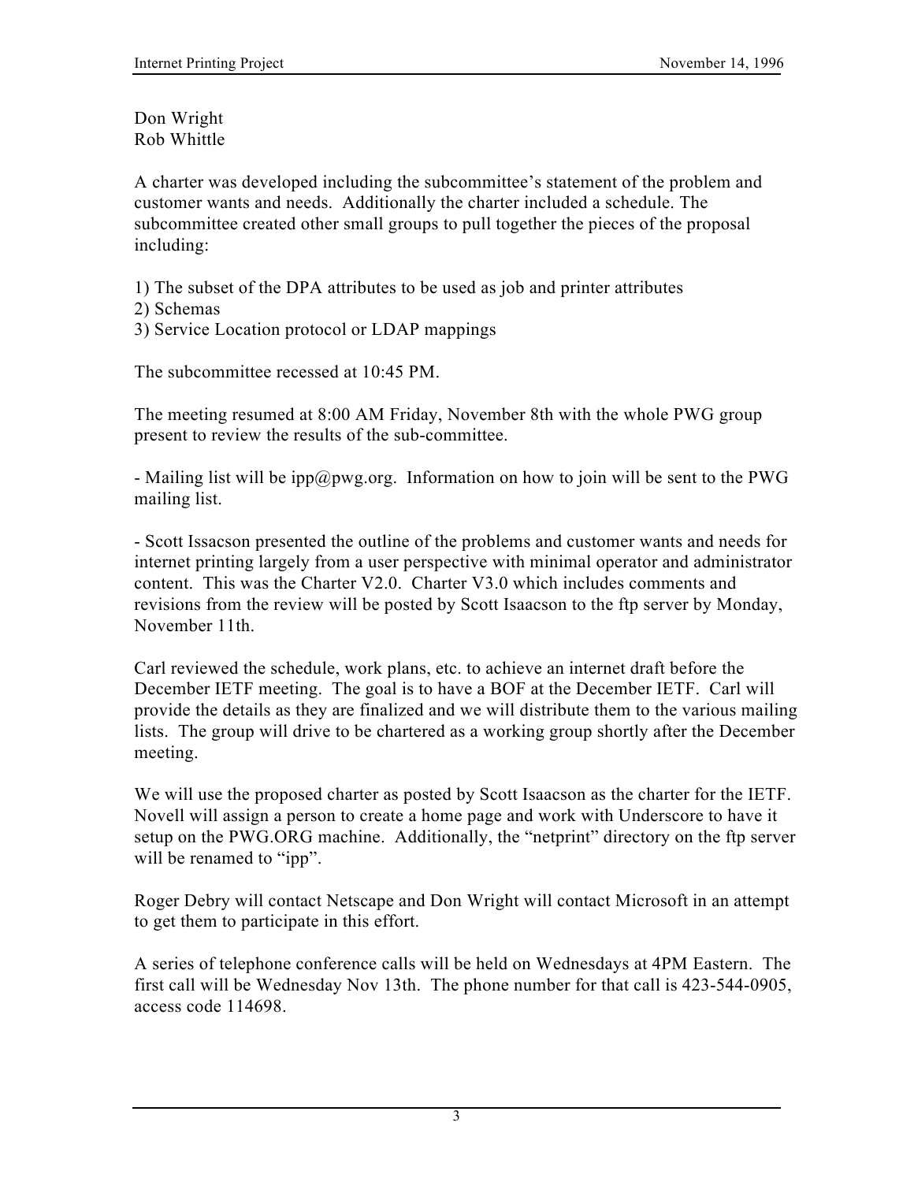Don Wright
Rob Whittle

A charter was developed including the subcommittee's statement of the problem and customer wants and needs. Additionally the charter included a schedule. The subcommittee created other small groups to pull together the pieces of the proposal including:

1) The subset of the DPA attributes to be used as job and printer attributes
2) Schemas
3) Service Location protocol or LDAP mappings

The subcommittee recessed at 10:45 PM.

The meeting resumed at 8:00 AM Friday, November 8th with the whole PWG group present to review the results of the sub-committee.

- Mailing list will be ipp@pwg.org. Information on how to join will be sent to the PWG mailing list.

- Scott Issacson presented the outline of the problems and customer wants and needs for internet printing largely from a user perspective with minimal operator and administrator content. This was the Charter V2.0. Charter V3.0 which includes comments and revisions from the review will be posted by Scott Isaacson to the ftp server by Monday, November 11th.

Carl reviewed the schedule, work plans, etc. to achieve an internet draft before the December IETF meeting. The goal is to have a BOF at the December IETF. Carl will provide the details as they are finalized and we will distribute them to the various mailing lists. The group will drive to be chartered as a working group shortly after the December meeting.

We will use the proposed charter as posted by Scott Isaacson as the charter for the IETF. Novell will assign a person to create a home page and work with Underscore to have it setup on the PWG.ORG machine. Additionally, the "netprint" directory on the ftp server will be renamed to "ipp".

Roger Debry will contact Netscape and Don Wright will contact Microsoft in an attempt to get them to participate in this effort.

A series of telephone conference calls will be held on Wednesdays at 4PM Eastern. The first call will be Wednesday Nov 13th. The phone number for that call is 423-544-0905, access code 114698.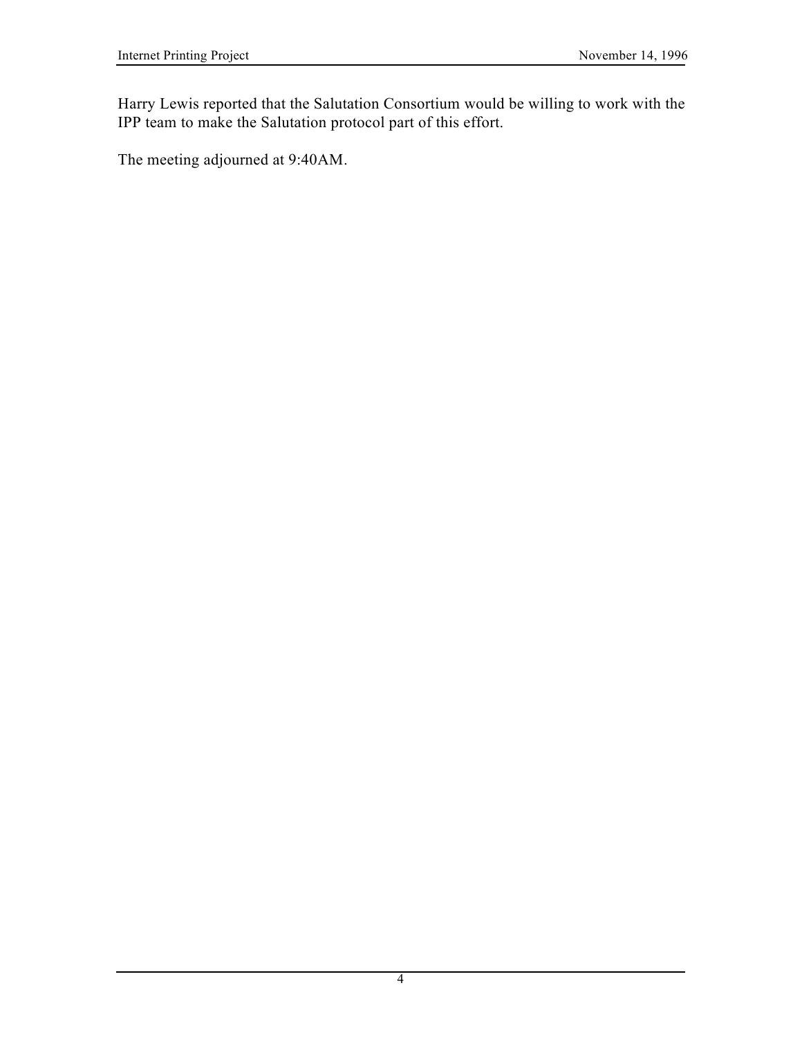Harry Lewis reported that the Salutation Consortium would be willing to work with the IPP team to make the Salutation protocol part of this effort.

The meeting adjourned at 9:40AM.